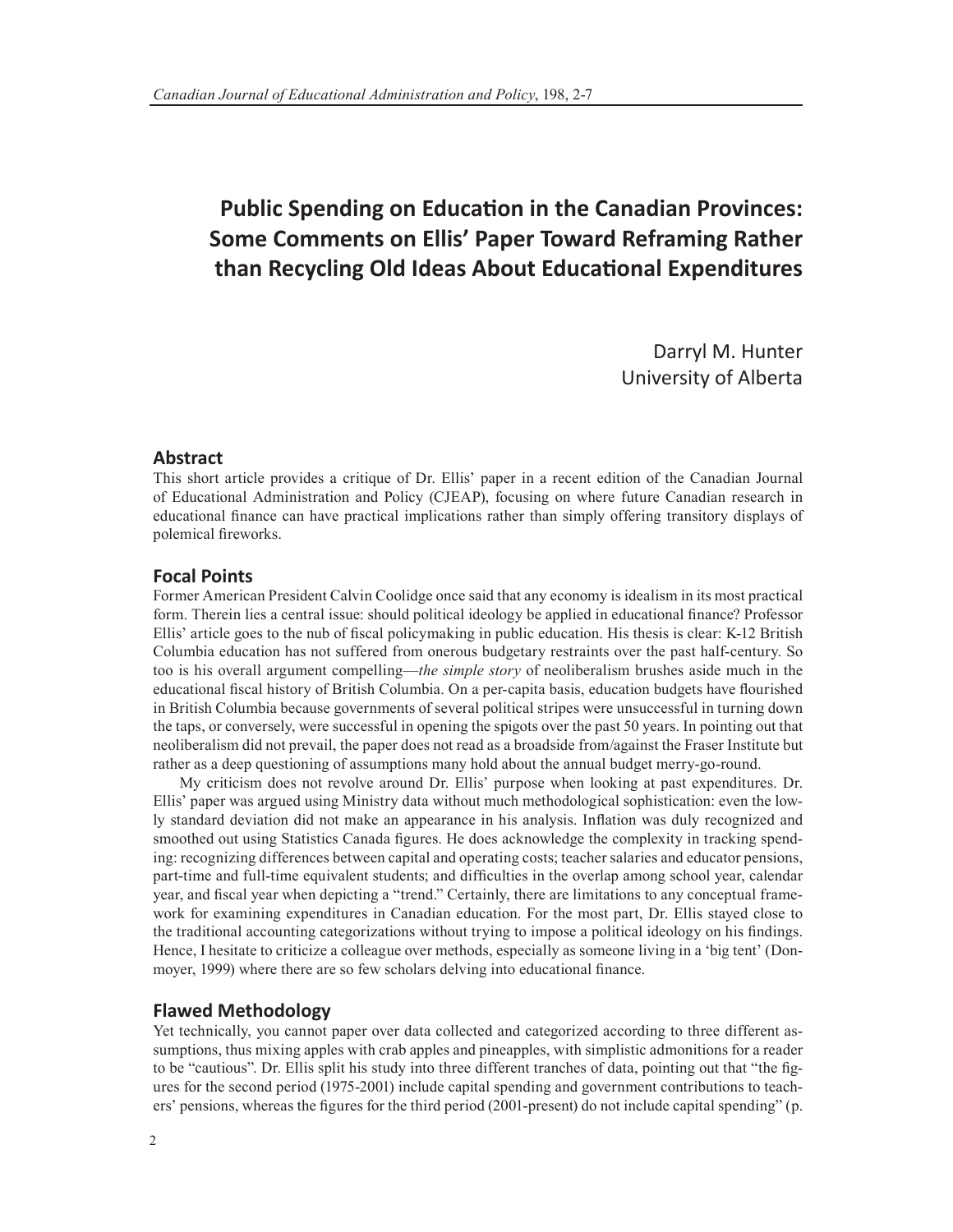# Public Spending on Education in the Canadian Provinces: Some Comments on Ellis' Paper Toward Reframing Rather than Recycling Old Ideas About Educational Expenditures

Darryl M. Hunter
University of Alberta

## Abstract

This short article provides a critique of Dr. Ellis' paper in a recent edition of the Canadian Journal of Educational Administration and Policy (CJEAP), focusing on where future Canadian research in educational finance can have practical implications rather than simply offering transitory displays of polemical fireworks.

## Focal Points

Former American President Calvin Coolidge once said that any economy is idealism in its most practical form. Therein lies a central issue: should political ideology be applied in educational finance? Professor Ellis' article goes to the nub of fiscal policymaking in public education. His thesis is clear: K-12 British Columbia education has not suffered from onerous budgetary restraints over the past half-century. So too is his overall argument compelling—*the simple story* of neoliberalism brushes aside much in the educational fiscal history of British Columbia. On a per-capita basis, education budgets have flourished in British Columbia because governments of several political stripes were unsuccessful in turning down the taps, or conversely, were successful in opening the spigots over the past 50 years. In pointing out that neoliberalism did not prevail, the paper does not read as a broadside from/against the Fraser Institute but rather as a deep questioning of assumptions many hold about the annual budget merry-go-round.

My criticism does not revolve around Dr. Ellis' purpose when looking at past expenditures. Dr. Ellis' paper was argued using Ministry data without much methodological sophistication: even the lowly standard deviation did not make an appearance in his analysis. Inflation was duly recognized and smoothed out using Statistics Canada figures. He does acknowledge the complexity in tracking spending: recognizing differences between capital and operating costs; teacher salaries and educator pensions, part-time and full-time equivalent students; and difficulties in the overlap among school year, calendar year, and fiscal year when depicting a "trend." Certainly, there are limitations to any conceptual framework for examining expenditures in Canadian education. For the most part, Dr. Ellis stayed close to the traditional accounting categorizations without trying to impose a political ideology on his findings. Hence, I hesitate to criticize a colleague over methods, especially as someone living in a 'big tent' (Donmoyer, 1999) where there are so few scholars delving into educational finance.

## Flawed Methodology

Yet technically, you cannot paper over data collected and categorized according to three different assumptions, thus mixing apples with crab apples and pineapples, with simplistic admonitions for a reader to be "cautious". Dr. Ellis split his study into three different tranches of data, pointing out that "the figures for the second period (1975-2001) include capital spending and government contributions to teachers' pensions, whereas the figures for the third period (2001-present) do not include capital spending" (p.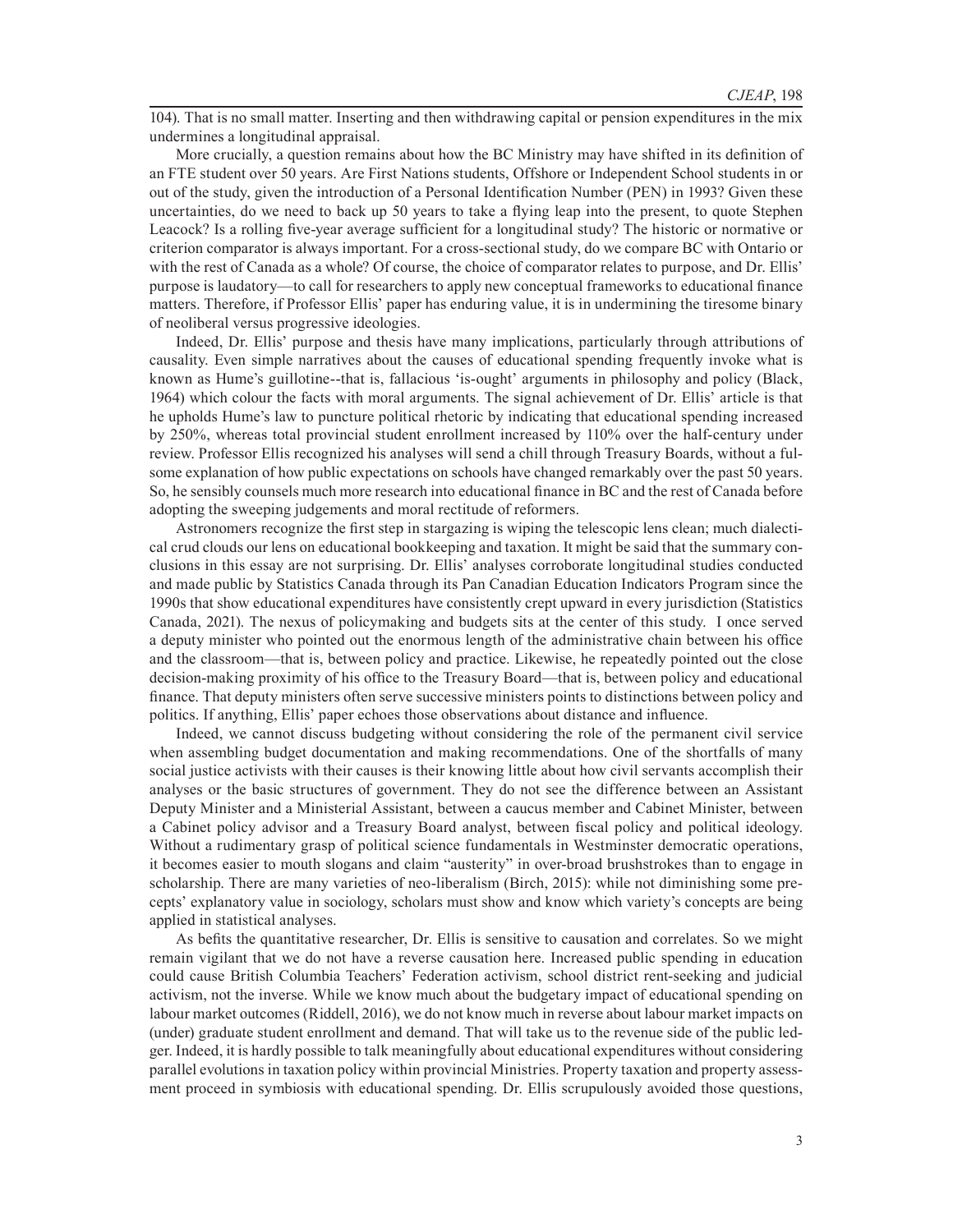104). That is no small matter. Inserting and then withdrawing capital or pension expenditures in the mix undermines a longitudinal appraisal.

More crucially, a question remains about how the BC Ministry may have shifted in its definition of an FTE student over 50 years. Are First Nations students, Offshore or Independent School students in or out of the study, given the introduction of a Personal Identification Number (PEN) in 1993? Given these uncertainties, do we need to back up 50 years to take a flying leap into the present, to quote Stephen Leacock? Is a rolling five-year average sufficient for a longitudinal study? The historic or normative or criterion comparator is always important. For a cross-sectional study, do we compare BC with Ontario or with the rest of Canada as a whole? Of course, the choice of comparator relates to purpose, and Dr. Ellis' purpose is laudatory—to call for researchers to apply new conceptual frameworks to educational finance matters. Therefore, if Professor Ellis' paper has enduring value, it is in undermining the tiresome binary of neoliberal versus progressive ideologies.

Indeed, Dr. Ellis' purpose and thesis have many implications, particularly through attributions of causality. Even simple narratives about the causes of educational spending frequently invoke what is known as Hume's guillotine--that is, fallacious 'is-ought' arguments in philosophy and policy (Black, 1964) which colour the facts with moral arguments. The signal achievement of Dr. Ellis' article is that he upholds Hume's law to puncture political rhetoric by indicating that educational spending increased by 250%, whereas total provincial student enrollment increased by 110% over the half-century under review. Professor Ellis recognized his analyses will send a chill through Treasury Boards, without a fulsome explanation of how public expectations on schools have changed remarkably over the past 50 years. So, he sensibly counsels much more research into educational finance in BC and the rest of Canada before adopting the sweeping judgements and moral rectitude of reformers.

Astronomers recognize the first step in stargazing is wiping the telescopic lens clean; much dialectical crud clouds our lens on educational bookkeeping and taxation. It might be said that the summary conclusions in this essay are not surprising. Dr. Ellis' analyses corroborate longitudinal studies conducted and made public by Statistics Canada through its Pan Canadian Education Indicators Program since the 1990s that show educational expenditures have consistently crept upward in every jurisdiction (Statistics Canada, 2021). The nexus of policymaking and budgets sits at the center of this study. I once served a deputy minister who pointed out the enormous length of the administrative chain between his office and the classroom—that is, between policy and practice. Likewise, he repeatedly pointed out the close decision-making proximity of his office to the Treasury Board—that is, between policy and educational finance. That deputy ministers often serve successive ministers points to distinctions between policy and politics. If anything, Ellis' paper echoes those observations about distance and influence.

Indeed, we cannot discuss budgeting without considering the role of the permanent civil service when assembling budget documentation and making recommendations. One of the shortfalls of many social justice activists with their causes is their knowing little about how civil servants accomplish their analyses or the basic structures of government. They do not see the difference between an Assistant Deputy Minister and a Ministerial Assistant, between a caucus member and Cabinet Minister, between a Cabinet policy advisor and a Treasury Board analyst, between fiscal policy and political ideology. Without a rudimentary grasp of political science fundamentals in Westminster democratic operations, it becomes easier to mouth slogans and claim "austerity" in over-broad brushstrokes than to engage in scholarship. There are many varieties of neo-liberalism (Birch, 2015): while not diminishing some precepts' explanatory value in sociology, scholars must show and know which variety's concepts are being applied in statistical analyses.

As befits the quantitative researcher, Dr. Ellis is sensitive to causation and correlates. So we might remain vigilant that we do not have a reverse causation here. Increased public spending in education could cause British Columbia Teachers' Federation activism, school district rent-seeking and judicial activism, not the inverse. While we know much about the budgetary impact of educational spending on labour market outcomes (Riddell, 2016), we do not know much in reverse about labour market impacts on (under) graduate student enrollment and demand. That will take us to the revenue side of the public ledger. Indeed, it is hardly possible to talk meaningfully about educational expenditures without considering parallel evolutions in taxation policy within provincial Ministries. Property taxation and property assessment proceed in symbiosis with educational spending. Dr. Ellis scrupulously avoided those questions,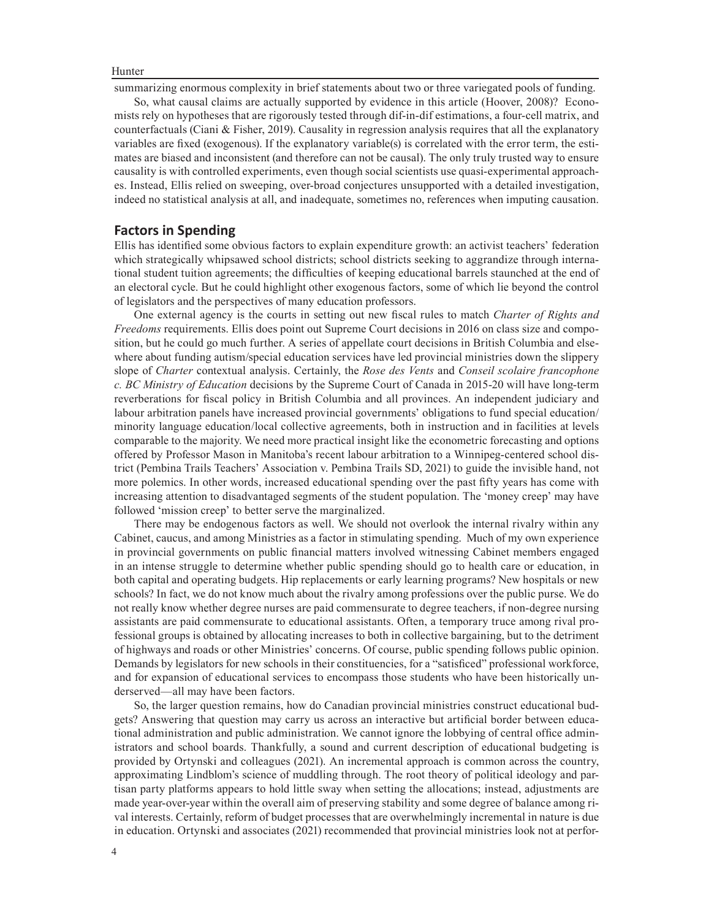summarizing enormous complexity in brief statements about two or three variegated pools of funding.

So, what causal claims are actually supported by evidence in this article (Hoover, 2008)? Economists rely on hypotheses that are rigorously tested through dif-in-dif estimations, a four-cell matrix, and counterfactuals (Ciani & Fisher, 2019). Causality in regression analysis requires that all the explanatory variables are fixed (exogenous). If the explanatory variable(s) is correlated with the error term, the estimates are biased and inconsistent (and therefore can not be causal). The only truly trusted way to ensure causality is with controlled experiments, even though social scientists use quasi-experimental approaches. Instead, Ellis relied on sweeping, over-broad conjectures unsupported with a detailed investigation, indeed no statistical analysis at all, and inadequate, sometimes no, references when imputing causation.

## Factors in Spending

Ellis has identified some obvious factors to explain expenditure growth: an activist teachers' federation which strategically whipsawed school districts; school districts seeking to aggrandize through international student tuition agreements; the difficulties of keeping educational barrels staunched at the end of an electoral cycle. But he could highlight other exogenous factors, some of which lie beyond the control of legislators and the perspectives of many education professors.

One external agency is the courts in setting out new fiscal rules to match *Charter of Rights and Freedoms* requirements. Ellis does point out Supreme Court decisions in 2016 on class size and composition, but he could go much further. A series of appellate court decisions in British Columbia and elsewhere about funding autism/special education services have led provincial ministries down the slippery slope of *Charter* contextual analysis. Certainly, the *Rose des Vents* and *Conseil scolaire francophone c. BC Ministry of Education* decisions by the Supreme Court of Canada in 2015-20 will have long-term reverberations for fiscal policy in British Columbia and all provinces. An independent judiciary and labour arbitration panels have increased provincial governments' obligations to fund special education/minority language education/local collective agreements, both in instruction and in facilities at levels comparable to the majority. We need more practical insight like the econometric forecasting and options offered by Professor Mason in Manitoba's recent labour arbitration to a Winnipeg-centered school district (Pembina Trails Teachers' Association v. Pembina Trails SD, 2021) to guide the invisible hand, not more polemics. In other words, increased educational spending over the past fifty years has come with increasing attention to disadvantaged segments of the student population. The 'money creep' may have followed 'mission creep' to better serve the marginalized.

There may be endogenous factors as well. We should not overlook the internal rivalry within any Cabinet, caucus, and among Ministries as a factor in stimulating spending. Much of my own experience in provincial governments on public financial matters involved witnessing Cabinet members engaged in an intense struggle to determine whether public spending should go to health care or education, in both capital and operating budgets. Hip replacements or early learning programs? New hospitals or new schools? In fact, we do not know much about the rivalry among professions over the public purse. We do not really know whether degree nurses are paid commensurate to degree teachers, if non-degree nursing assistants are paid commensurate to educational assistants. Often, a temporary truce among rival professional groups is obtained by allocating increases to both in collective bargaining, but to the detriment of highways and roads or other Ministries' concerns. Of course, public spending follows public opinion. Demands by legislators for new schools in their constituencies, for a "satisficed" professional workforce, and for expansion of educational services to encompass those students who have been historically underserved—all may have been factors.

So, the larger question remains, how do Canadian provincial ministries construct educational budgets? Answering that question may carry us across an interactive but artificial border between educational administration and public administration. We cannot ignore the lobbying of central office administrators and school boards. Thankfully, a sound and current description of educational budgeting is provided by Ortynski and colleagues (2021). An incremental approach is common across the country, approximating Lindblom's science of muddling through. The root theory of political ideology and partisan party platforms appears to hold little sway when setting the allocations; instead, adjustments are made year-over-year within the overall aim of preserving stability and some degree of balance among rival interests. Certainly, reform of budget processes that are overwhelmingly incremental in nature is due in education. Ortynski and associates (2021) recommended that provincial ministries look not at perfor-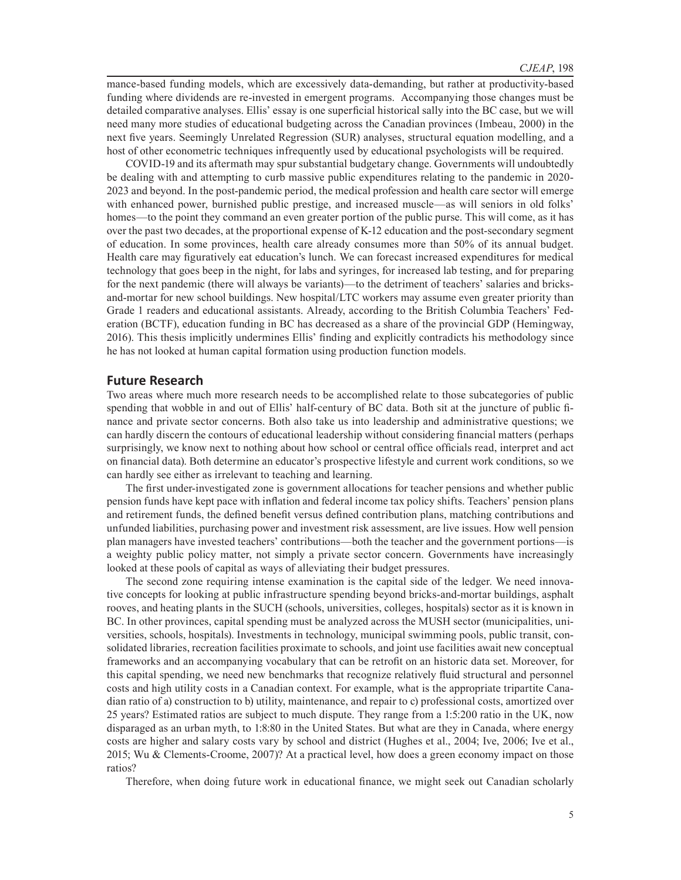mance-based funding models, which are excessively data-demanding, but rather at productivity-based funding where dividends are re-invested in emergent programs. Accompanying those changes must be detailed comparative analyses. Ellis' essay is one superficial historical sally into the BC case, but we will need many more studies of educational budgeting across the Canadian provinces (Imbeau, 2000) in the next five years. Seemingly Unrelated Regression (SUR) analyses, structural equation modelling, and a host of other econometric techniques infrequently used by educational psychologists will be required.

COVID-19 and its aftermath may spur substantial budgetary change. Governments will undoubtedly be dealing with and attempting to curb massive public expenditures relating to the pandemic in 2020-2023 and beyond. In the post-pandemic period, the medical profession and health care sector will emerge with enhanced power, burnished public prestige, and increased muscle—as will seniors in old folks' homes—to the point they command an even greater portion of the public purse. This will come, as it has over the past two decades, at the proportional expense of K-12 education and the post-secondary segment of education. In some provinces, health care already consumes more than 50% of its annual budget. Health care may figuratively eat education's lunch. We can forecast increased expenditures for medical technology that goes beep in the night, for labs and syringes, for increased lab testing, and for preparing for the next pandemic (there will always be variants)—to the detriment of teachers' salaries and bricks-and-mortar for new school buildings. New hospital/LTC workers may assume even greater priority than Grade 1 readers and educational assistants. Already, according to the British Columbia Teachers' Federation (BCTF), education funding in BC has decreased as a share of the provincial GDP (Hemingway, 2016). This thesis implicitly undermines Ellis' finding and explicitly contradicts his methodology since he has not looked at human capital formation using production function models.

## Future Research

Two areas where much more research needs to be accomplished relate to those subcategories of public spending that wobble in and out of Ellis' half-century of BC data. Both sit at the juncture of public finance and private sector concerns. Both also take us into leadership and administrative questions; we can hardly discern the contours of educational leadership without considering financial matters (perhaps surprisingly, we know next to nothing about how school or central office officials read, interpret and act on financial data). Both determine an educator's prospective lifestyle and current work conditions, so we can hardly see either as irrelevant to teaching and learning.

The first under-investigated zone is government allocations for teacher pensions and whether public pension funds have kept pace with inflation and federal income tax policy shifts. Teachers' pension plans and retirement funds, the defined benefit versus defined contribution plans, matching contributions and unfunded liabilities, purchasing power and investment risk assessment, are live issues. How well pension plan managers have invested teachers' contributions—both the teacher and the government portions—is a weighty public policy matter, not simply a private sector concern. Governments have increasingly looked at these pools of capital as ways of alleviating their budget pressures.

The second zone requiring intense examination is the capital side of the ledger. We need innovative concepts for looking at public infrastructure spending beyond bricks-and-mortar buildings, asphalt rooves, and heating plants in the SUCH (schools, universities, colleges, hospitals) sector as it is known in BC. In other provinces, capital spending must be analyzed across the MUSH sector (municipalities, universities, schools, hospitals). Investments in technology, municipal swimming pools, public transit, consolidated libraries, recreation facilities proximate to schools, and joint use facilities await new conceptual frameworks and an accompanying vocabulary that can be retrofit on an historic data set. Moreover, for this capital spending, we need new benchmarks that recognize relatively fluid structural and personnel costs and high utility costs in a Canadian context. For example, what is the appropriate tripartite Canadian ratio of a) construction to b) utility, maintenance, and repair to c) professional costs, amortized over 25 years? Estimated ratios are subject to much dispute. They range from a 1:5:200 ratio in the UK, now disparaged as an urban myth, to 1:8:80 in the United States. But what are they in Canada, where energy costs are higher and salary costs vary by school and district (Hughes et al., 2004; Ive, 2006; Ive et al., 2015; Wu & Clements-Croome, 2007)? At a practical level, how does a green economy impact on those ratios?

Therefore, when doing future work in educational finance, we might seek out Canadian scholarly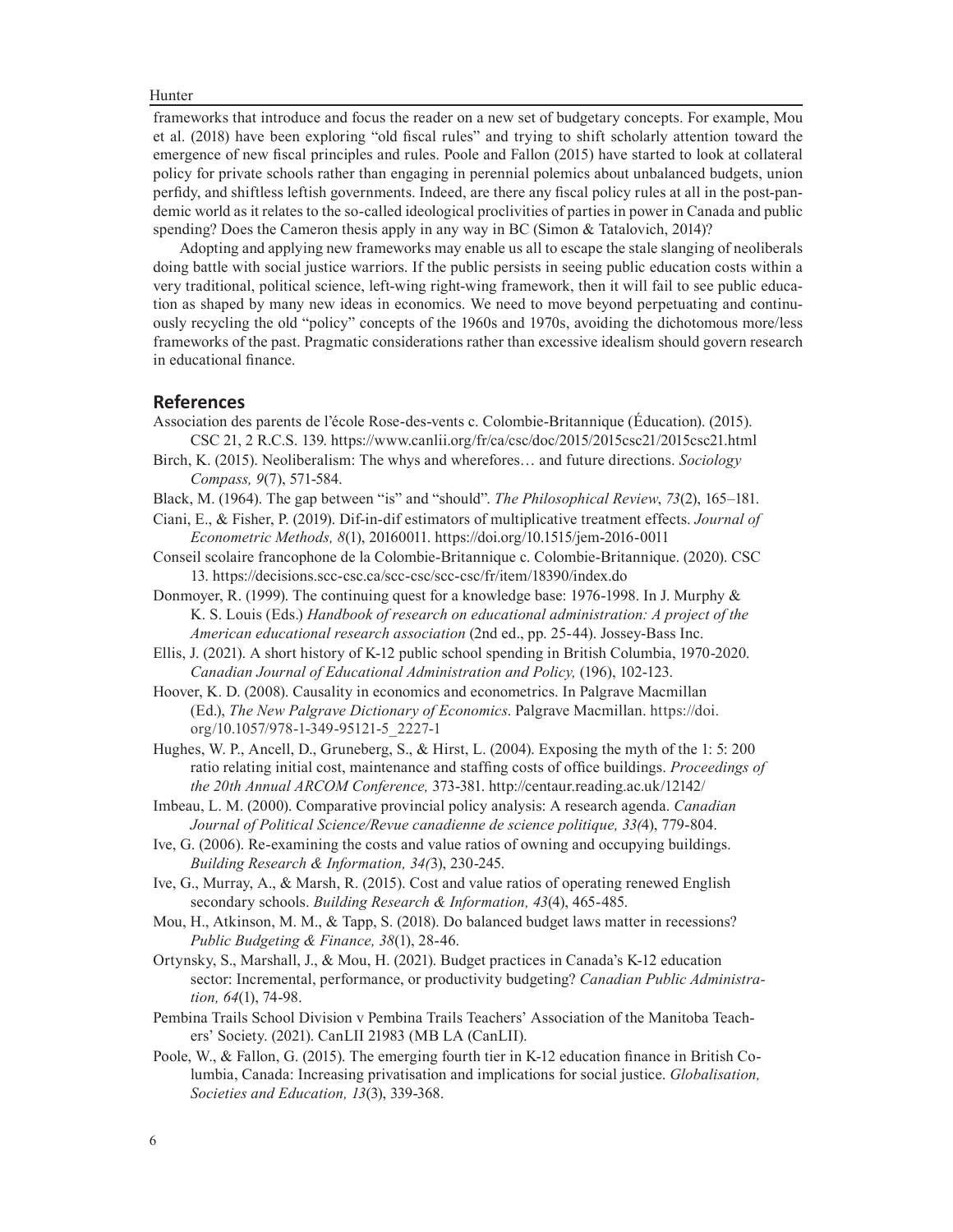frameworks that introduce and focus the reader on a new set of budgetary concepts. For example, Mou et al. (2018) have been exploring "old fiscal rules" and trying to shift scholarly attention toward the emergence of new fiscal principles and rules. Poole and Fallon (2015) have started to look at collateral policy for private schools rather than engaging in perennial polemics about unbalanced budgets, union perfidy, and shiftless leftish governments. Indeed, are there any fiscal policy rules at all in the post-pandemic world as it relates to the so-called ideological proclivities of parties in power in Canada and public spending? Does the Cameron thesis apply in any way in BC (Simon & Tatalovich, 2014)?

Adopting and applying new frameworks may enable us all to escape the stale slanging of neoliberals doing battle with social justice warriors. If the public persists in seeing public education costs within a very traditional, political science, left-wing right-wing framework, then it will fail to see public education as shaped by many new ideas in economics. We need to move beyond perpetuating and continuously recycling the old "policy" concepts of the 1960s and 1970s, avoiding the dichotomous more/less frameworks of the past. Pragmatic considerations rather than excessive idealism should govern research in educational finance.

## References

Association des parents de l'école Rose-des-vents c. Colombie-Britannique (Éducation). (2015). CSC 21, 2 R.C.S. 139. https://www.canlii.org/fr/ca/csc/doc/2015/2015csc21/2015csc21.html

Birch, K. (2015). Neoliberalism: The whys and wherefores… and future directions. *Sociology Compass, 9*(7), 571-584.

Black, M. (1964). The gap between "is" and "should". *The Philosophical Review*, *73*(2), 165–181.

Ciani, E., & Fisher, P. (2019). Dif-in-dif estimators of multiplicative treatment effects. *Journal of Econometric Methods, 8*(1), 20160011. https://doi.org/10.1515/jem-2016-0011

Conseil scolaire francophone de la Colombie-Britannique c. Colombie-Britannique. (2020). CSC 13. https://decisions.scc-csc.ca/scc-csc/scc-csc/fr/item/18390/index.do

Donmoyer, R. (1999). The continuing quest for a knowledge base: 1976-1998. In J. Murphy & K. S. Louis (Eds.) *Handbook of research on educational administration: A project of the American educational research association* (2nd ed., pp. 25-44). Jossey-Bass Inc.

Ellis, J. (2021). A short history of K-12 public school spending in British Columbia, 1970-2020. *Canadian Journal of Educational Administration and Policy,* (196), 102-123.

Hoover, K. D. (2008). Causality in economics and econometrics. In Palgrave Macmillan (Ed.), *The New Palgrave Dictionary of Economics*. Palgrave Macmillan. https://doi.org/10.1057/978-1-349-95121-5_2227-1

Hughes, W. P., Ancell, D., Gruneberg, S., & Hirst, L. (2004). Exposing the myth of the 1: 5: 200 ratio relating initial cost, maintenance and staffing costs of office buildings. *Proceedings of the 20th Annual ARCOM Conference,* 373-381. http://centaur.reading.ac.uk/12142/

Imbeau, L. M. (2000). Comparative provincial policy analysis: A research agenda. *Canadian Journal of Political Science/Revue canadienne de science politique, 33(*4), 779-804.

Ive, G. (2006). Re-examining the costs and value ratios of owning and occupying buildings. *Building Research & Information, 34(*3), 230-245.

Ive, G., Murray, A., & Marsh, R. (2015). Cost and value ratios of operating renewed English secondary schools. *Building Research & Information, 43*(4), 465-485.

Mou, H., Atkinson, M. M., & Tapp, S. (2018). Do balanced budget laws matter in recessions? *Public Budgeting & Finance, 38*(1), 28-46.

Ortynsky, S., Marshall, J., & Mou, H. (2021). Budget practices in Canada's K-12 education sector: Incremental, performance, or productivity budgeting? *Canadian Public Administration, 64*(1), 74-98.

Pembina Trails School Division v Pembina Trails Teachers' Association of the Manitoba Teachers' Society. (2021). CanLII 21983 (MB LA (CanLII).

Poole, W., & Fallon, G. (2015). The emerging fourth tier in K-12 education finance in British Columbia, Canada: Increasing privatisation and implications for social justice. *Globalisation, Societies and Education, 13*(3), 339-368.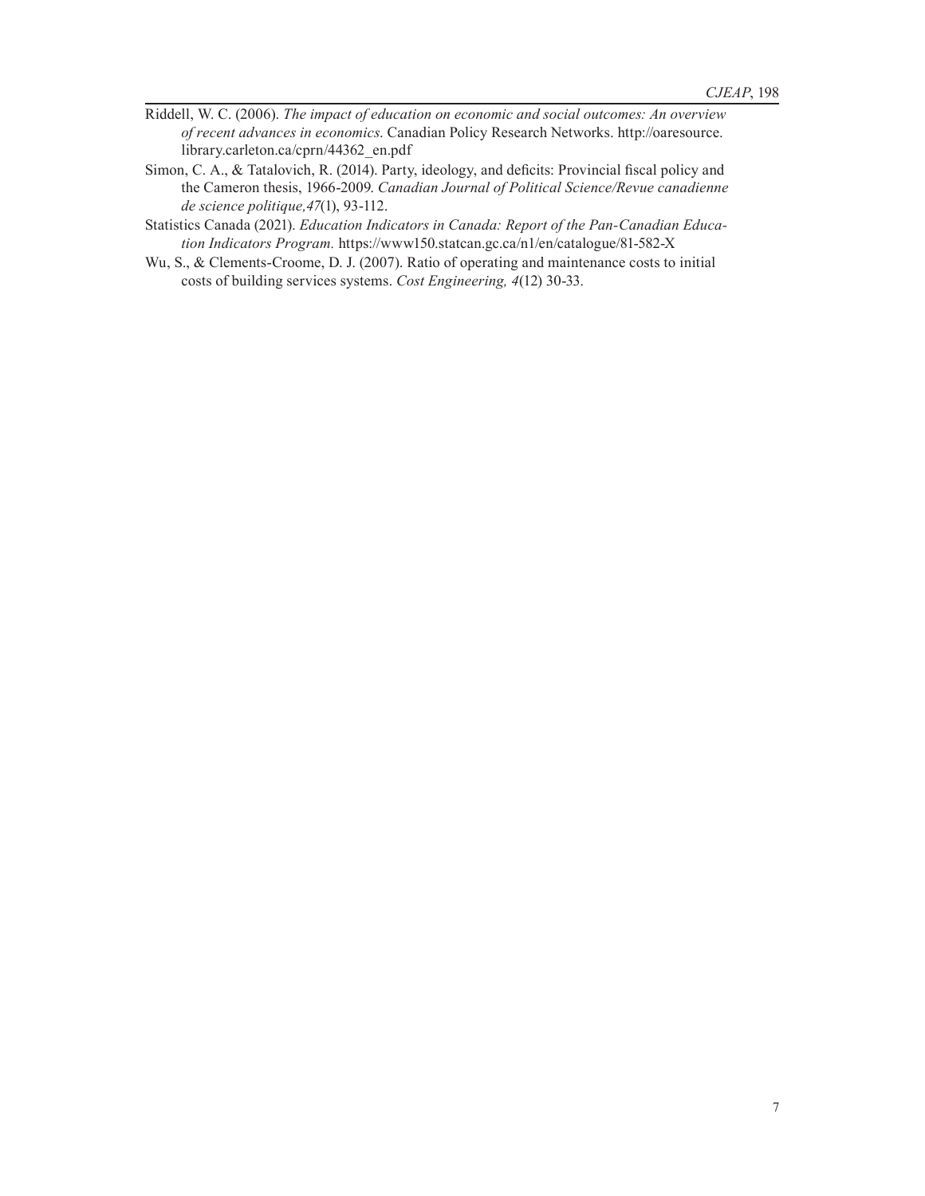Riddell, W. C. (2006). *The impact of education on economic and social outcomes: An overview of recent advances in economics*. Canadian Policy Research Networks. http://oaresource.library.carleton.ca/cprn/44362_en.pdf

Simon, C. A., & Tatalovich, R. (2014). Party, ideology, and deficits: Provincial fiscal policy and the Cameron thesis, 1966-2009. *Canadian Journal of Political Science/Revue canadienne de science politique,47*(1), 93-112.

Statistics Canada (2021). *Education Indicators in Canada: Report of the Pan-Canadian Education Indicators Program.* https://www150.statcan.gc.ca/n1/en/catalogue/81-582-X

Wu, S., & Clements-Croome, D. J. (2007). Ratio of operating and maintenance costs to initial costs of building services systems. *Cost Engineering, 4*(12) 30-33.